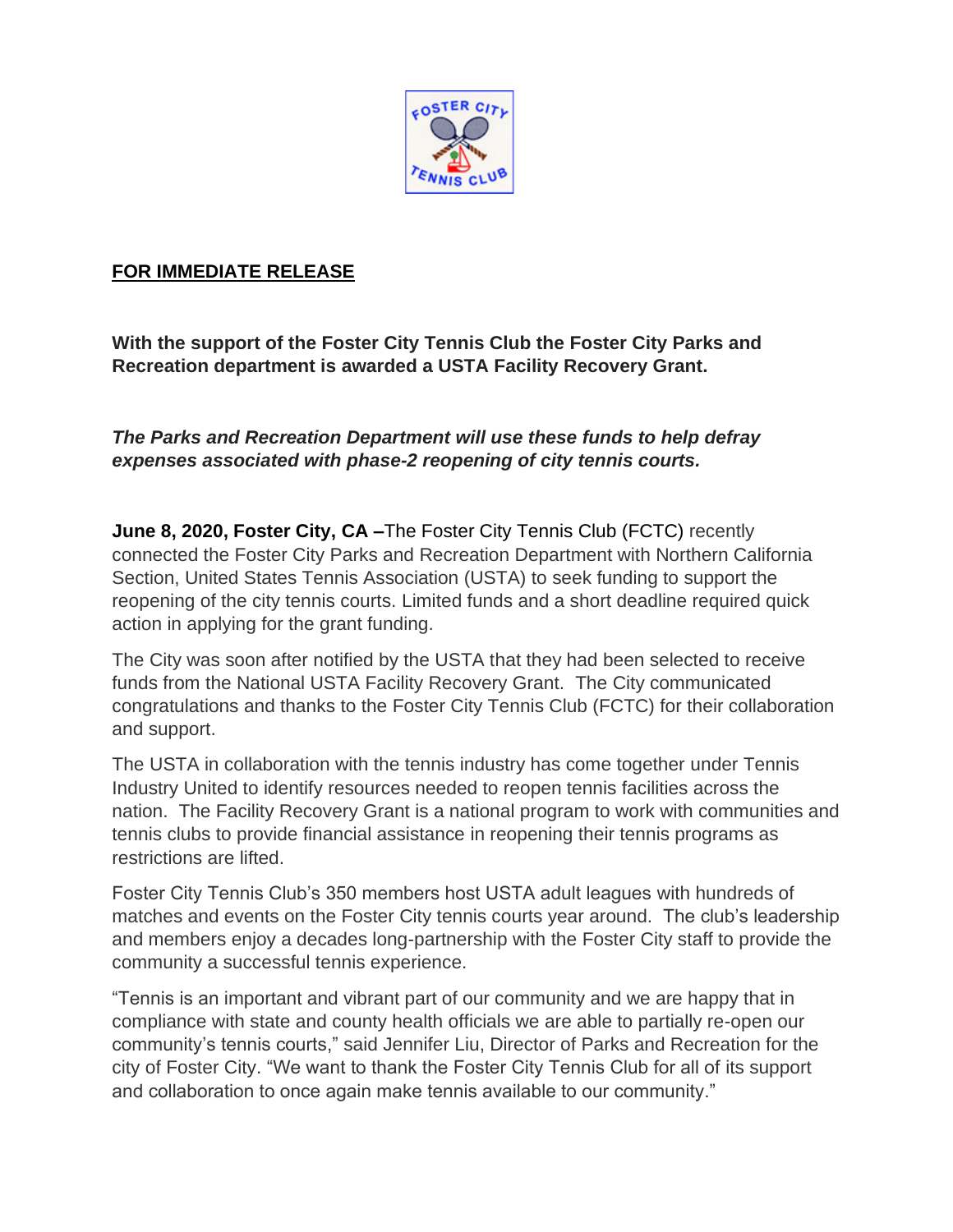**FOR IMMEDIATE RELEASE**

**With the support of the Foster City Tennis Club the Foster City Parks and Recreation department is awarded a USTA Facility Recovery Grant.**

***The Parks and Recreation Department will use these funds to help defray expenses associated with phase-2 reopening of city tennis courts.***

**June 8, 2020, Foster City, CA –**The Foster City Tennis Club (FCTC) recently connected the Foster City Parks and Recreation Department with Northern California Section, United States Tennis Association (USTA) to seek funding to support the reopening of the city tennis courts. Limited funds and a short deadline required quick action in applying for the grant funding.

The City was soon after notified by the USTA that they had been selected to receive funds from the National USTA Facility Recovery Grant. The City communicated congratulations and thanks to the Foster City Tennis Club (FCTC) for their collaboration and support.

The USTA in collaboration with the tennis industry has come together under Tennis Industry United to identify resources needed to reopen tennis facilities across the nation. The Facility Recovery Grant is a national program to work with communities and tennis clubs to provide financial assistance in reopening their tennis programs as restrictions are lifted.

Foster City Tennis Club's 350 members host USTA adult leagues with hundreds of matches and events on the Foster City tennis courts year around. The club's leadership and members enjoy a decades long-partnership with the Foster City staff to provide the community a successful tennis experience.

"Tennis is an important and vibrant part of our community and we are happy that in compliance with state and county health officials we are able to partially re-open our community's tennis courts," said Jennifer Liu, Director of Parks and Recreation for the city of Foster City. "We want to thank the Foster City Tennis Club for all of its support and collaboration to once again make tennis available to our community."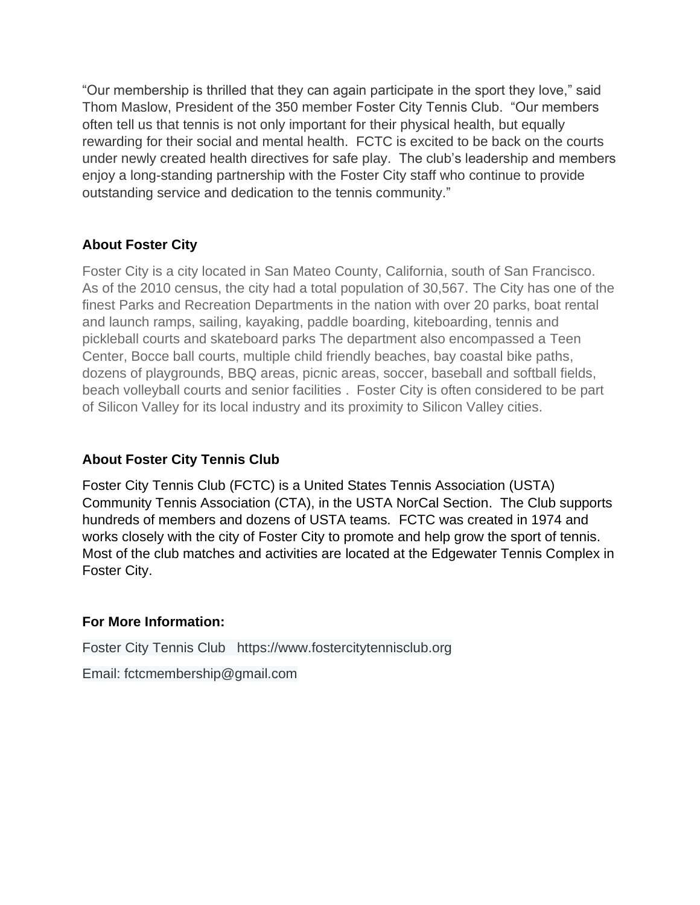"Our membership is thrilled that they can again participate in the sport they love," said Thom Maslow, President of the 350 member Foster City Tennis Club. "Our members often tell us that tennis is not only important for their physical health, but equally rewarding for their social and mental health. FCTC is excited to be back on the courts under newly created health directives for safe play. The club's leadership and members enjoy a long-standing partnership with the Foster City staff who continue to provide outstanding service and dedication to the tennis community."

**About Foster City**

Foster City is a city located in San Mateo County, California, south of San Francisco. As of the 2010 census, the city had a total population of 30,567. The City has one of the finest Parks and Recreation Departments in the nation with over 20 parks, boat rental and launch ramps, sailing, kayaking, paddle boarding, kiteboarding, tennis and pickleball courts and skateboard parks The department also encompassed a Teen Center, Bocce ball courts, multiple child friendly beaches, bay coastal bike paths, dozens of playgrounds, BBQ areas, picnic areas, soccer, baseball and softball fields, beach volleyball courts and senior facilities . Foster City is often considered to be part of Silicon Valley for its local industry and its proximity to Silicon Valley cities.

**About Foster City Tennis Club**

Foster City Tennis Club (FCTC) is a United States Tennis Association (USTA) Community Tennis Association (CTA), in the USTA NorCal Section. The Club supports hundreds of members and dozens of USTA teams. FCTC was created in 1974 and works closely with the city of Foster City to promote and help grow the sport of tennis. Most of the club matches and activities are located at the Edgewater Tennis Complex in Foster City.

**For More Information:**

Foster City Tennis Club https://www.fostercitytennisclub.org

Email: fctcmembership@gmail.com